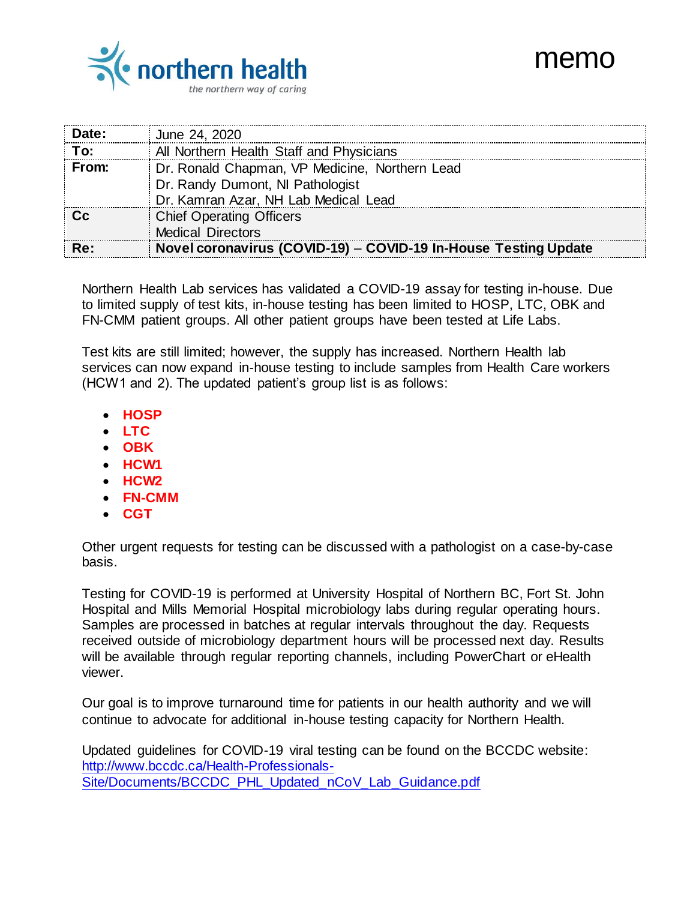northern health
*the northern way of caring*

# memo

| | |
|---|---|
| **Date:** | June 24, 2020 |
| **To:** | All Northern Health Staff and Physicians |
| **From:** | Dr. Ronald Chapman, VP Medicine, Northern Lead<br>Dr. Randy Dumont, NI Pathologist<br>Dr. Kamran Azar, NH Lab Medical Lead |
| **Cc** | Chief Operating Officers<br>Medical Directors |
| **Re:** | **Novel coronavirus (COVID-19) – COVID-19 In-House Testing Update** |

Northern Health Lab services has validated a COVID-19 assay for testing in-house. Due to limited supply of test kits, in-house testing has been limited to HOSP, LTC, OBK and FN-CMM patient groups. All other patient groups have been tested at Life Labs.

Test kits are still limited; however, the supply has increased. Northern Health lab services can now expand in-house testing to include samples from Health Care workers (HCW1 and 2). The updated patient's group list is as follows:

- **HOSP**
- **LTC**
- **OBK**
- **HCW1**
- **HCW2**
- **FN-CMM**
- **CGT**

Other urgent requests for testing can be discussed with a pathologist on a case-by-case basis.

Testing for COVID-19 is performed at University Hospital of Northern BC, Fort St. John Hospital and Mills Memorial Hospital microbiology labs during regular operating hours. Samples are processed in batches at regular intervals throughout the day. Requests received outside of microbiology department hours will be processed next day. Results will be available through regular reporting channels, including PowerChart or eHealth viewer.

Our goal is to improve turnaround time for patients in our health authority and we will continue to advocate for additional in-house testing capacity for Northern Health.

Updated guidelines for COVID-19 viral testing can be found on the BCCDC website: [http://www.bccdc.ca/Health-Professionals-Site/Documents/BCCDC_PHL_Updated_nCoV_Lab_Guidance.pdf](http://www.bccdc.ca/Health-Professionals-Site/Documents/BCCDC_PHL_Updated_nCoV_Lab_Guidance.pdf)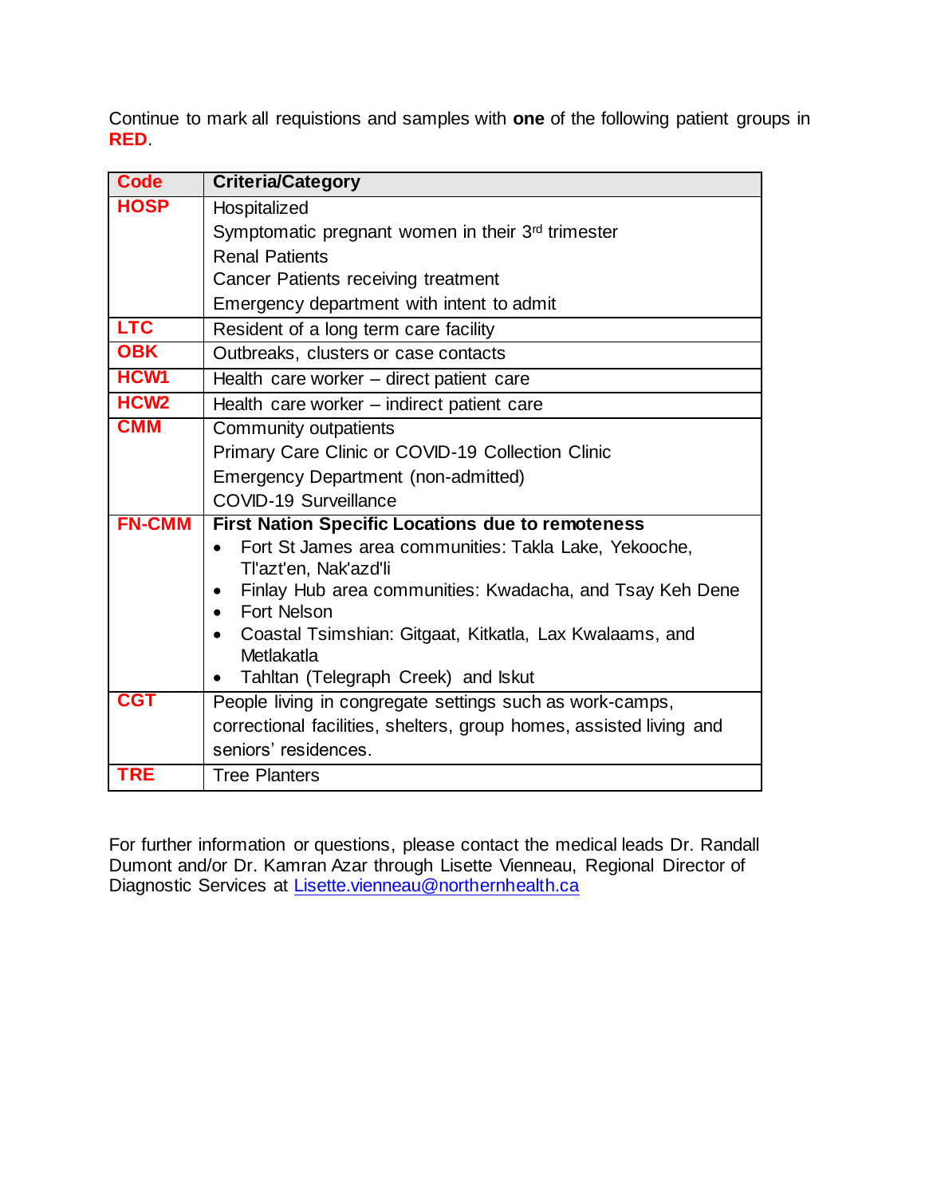Continue to mark all requistions and samples with **one** of the following patient groups in **RED**.

| Code | Criteria/Category |
|---|---|
| **HOSP** | Hospitalized<br>Symptomatic pregnant women in their 3rd trimester<br>Renal Patients<br>Cancer Patients receiving treatment<br>Emergency department with intent to admit |
| **LTC** | Resident of a long term care facility |
| **OBK** | Outbreaks, clusters or case contacts |
| **HCW1** | Health care worker – direct patient care |
| **HCW2** | Health care worker – indirect patient care |
| **CMM** | Community outpatients<br>Primary Care Clinic or COVID-19 Collection Clinic<br>Emergency Department (non-admitted)<br>COVID-19 Surveillance |
| **FN-CMM** | **First Nation Specific Locations due to remoteness**<br>• Fort St James area communities: Takla Lake, Yekooche, Tl'azt'en, Nak'azd'li<br>• Finlay Hub area communities: Kwadacha, and Tsay Keh Dene<br>• Fort Nelson<br>• Coastal Tsimshian: Gitgaat, Kitkatla, Lax Kwalaams, and Metlakatla<br>• Tahltan (Telegraph Creek) and Iskut |
| **CGT** | People living in congregate settings such as work-camps, correctional facilities, shelters, group homes, assisted living and seniors' residences. |
| **TRE** | Tree Planters |

For further information or questions, please contact the medical leads Dr. Randall Dumont and/or Dr. Kamran Azar through Lisette Vienneau, Regional Director of Diagnostic Services at Lisette.vienneau@northernhealth.ca